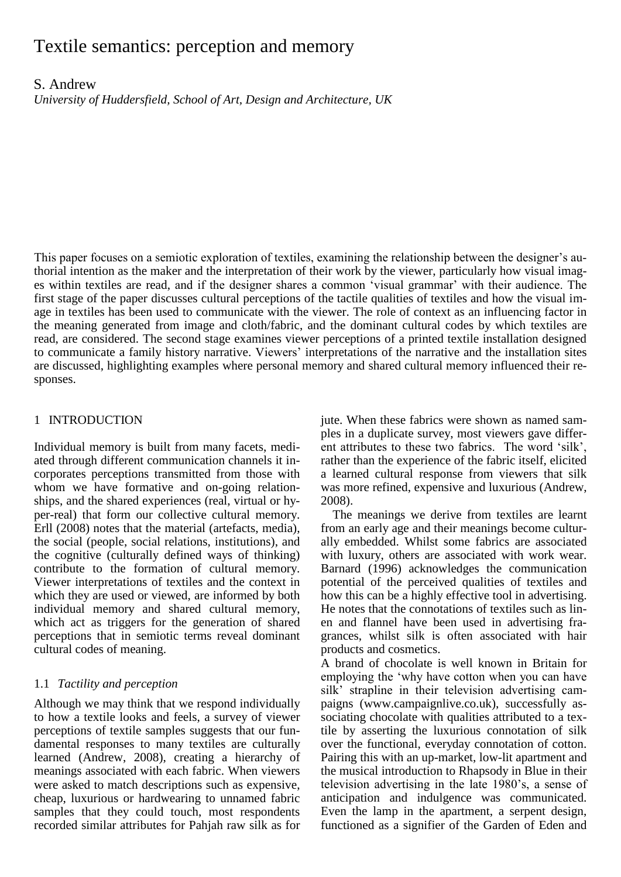# Textile semantics: perception and memory

S. Andrew
*University of Huddersfield, School of Art, Design and Architecture, UK*

This paper focuses on a semiotic exploration of textiles, examining the relationship between the designer's authorial intention as the maker and the interpretation of their work by the viewer, particularly how visual images within textiles are read, and if the designer shares a common 'visual grammar' with their audience. The first stage of the paper discusses cultural perceptions of the tactile qualities of textiles and how the visual image in textiles has been used to communicate with the viewer. The role of context as an influencing factor in the meaning generated from image and cloth/fabric, and the dominant cultural codes by which textiles are read, are considered. The second stage examines viewer perceptions of a printed textile installation designed to communicate a family history narrative. Viewers' interpretations of the narrative and the installation sites are discussed, highlighting examples where personal memory and shared cultural memory influenced their responses.

## 1 INTRODUCTION

Individual memory is built from many facets, mediated through different communication channels it incorporates perceptions transmitted from those with whom we have formative and on-going relationships, and the shared experiences (real, virtual or hyper-real) that form our collective cultural memory. Erll (2008) notes that the material (artefacts, media), the social (people, social relations, institutions), and the cognitive (culturally defined ways of thinking) contribute to the formation of cultural memory. Viewer interpretations of textiles and the context in which they are used or viewed, are informed by both individual memory and shared cultural memory, which act as triggers for the generation of shared perceptions that in semiotic terms reveal dominant cultural codes of meaning.

### 1.1 *Tactility and perception*

Although we may think that we respond individually to how a textile looks and feels, a survey of viewer perceptions of textile samples suggests that our fundamental responses to many textiles are culturally learned (Andrew, 2008), creating a hierarchy of meanings associated with each fabric. When viewers were asked to match descriptions such as expensive, cheap, luxurious or hardwearing to unnamed fabric samples that they could touch, most respondents recorded similar attributes for Pahjah raw silk as for jute. When these fabrics were shown as named samples in a duplicate survey, most viewers gave different attributes to these two fabrics. The word 'silk', rather than the experience of the fabric itself, elicited a learned cultural response from viewers that silk was more refined, expensive and luxurious (Andrew, 2008).

The meanings we derive from textiles are learnt from an early age and their meanings become culturally embedded. Whilst some fabrics are associated with luxury, others are associated with work wear. Barnard (1996) acknowledges the communication potential of the perceived qualities of textiles and how this can be a highly effective tool in advertising. He notes that the connotations of textiles such as linen and flannel have been used in advertising fragrances, whilst silk is often associated with hair products and cosmetics.

A brand of chocolate is well known in Britain for employing the 'why have cotton when you can have silk' strapline in their television advertising campaigns (www.campaignlive.co.uk), successfully associating chocolate with qualities attributed to a textile by asserting the luxurious connotation of silk over the functional, everyday connotation of cotton. Pairing this with an up-market, low-lit apartment and the musical introduction to Rhapsody in Blue in their television advertising in the late 1980's, a sense of anticipation and indulgence was communicated. Even the lamp in the apartment, a serpent design, functioned as a signifier of the Garden of Eden and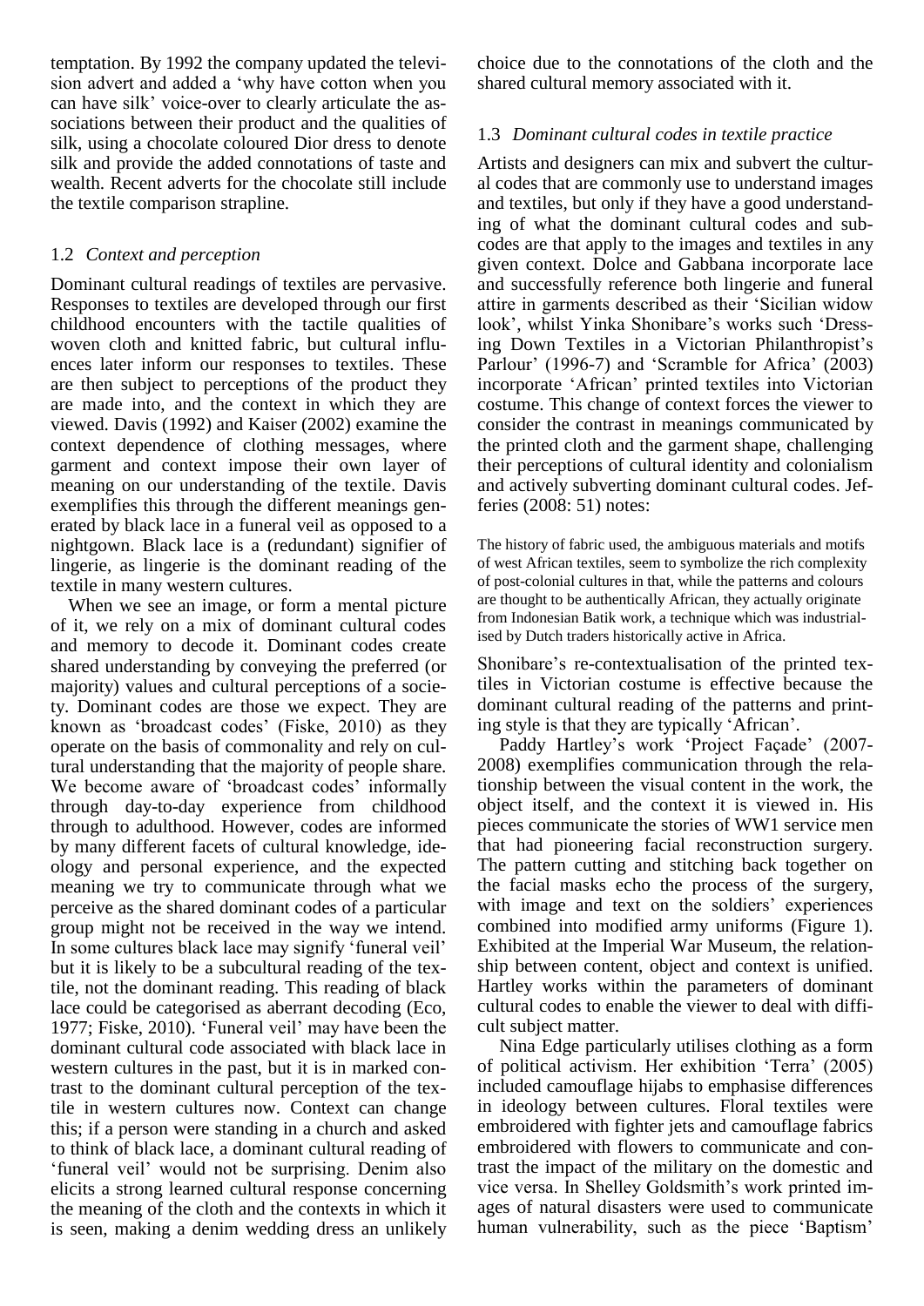temptation. By 1992 the company updated the television advert and added a 'why have cotton when you can have silk' voice-over to clearly articulate the associations between their product and the qualities of silk, using a chocolate coloured Dior dress to denote silk and provide the added connotations of taste and wealth. Recent adverts for the chocolate still include the textile comparison strapline.

### 1.2 *Context and perception*

Dominant cultural readings of textiles are pervasive. Responses to textiles are developed through our first childhood encounters with the tactile qualities of woven cloth and knitted fabric, but cultural influences later inform our responses to textiles. These are then subject to perceptions of the product they are made into, and the context in which they are viewed. Davis (1992) and Kaiser (2002) examine the context dependence of clothing messages, where garment and context impose their own layer of meaning on our understanding of the textile. Davis exemplifies this through the different meanings generated by black lace in a funeral veil as opposed to a nightgown. Black lace is a (redundant) signifier of lingerie, as lingerie is the dominant reading of the textile in many western cultures.

When we see an image, or form a mental picture of it, we rely on a mix of dominant cultural codes and memory to decode it. Dominant codes create shared understanding by conveying the preferred (or majority) values and cultural perceptions of a society. Dominant codes are those we expect. They are known as 'broadcast codes' (Fiske, 2010) as they operate on the basis of commonality and rely on cultural understanding that the majority of people share. We become aware of 'broadcast codes' informally through day-to-day experience from childhood through to adulthood. However, codes are informed by many different facets of cultural knowledge, ideology and personal experience, and the expected meaning we try to communicate through what we perceive as the shared dominant codes of a particular group might not be received in the way we intend. In some cultures black lace may signify 'funeral veil' but it is likely to be a subcultural reading of the textile, not the dominant reading. This reading of black lace could be categorised as aberrant decoding (Eco, 1977; Fiske, 2010). 'Funeral veil' may have been the dominant cultural code associated with black lace in western cultures in the past, but it is in marked contrast to the dominant cultural perception of the textile in western cultures now. Context can change this; if a person were standing in a church and asked to think of black lace, a dominant cultural reading of 'funeral veil' would not be surprising. Denim also elicits a strong learned cultural response concerning the meaning of the cloth and the contexts in which it is seen, making a denim wedding dress an unlikely choice due to the connotations of the cloth and the shared cultural memory associated with it.

### 1.3 *Dominant cultural codes in textile practice*

Artists and designers can mix and subvert the cultural codes that are commonly use to understand images and textiles, but only if they have a good understanding of what the dominant cultural codes and subcodes are that apply to the images and textiles in any given context. Dolce and Gabbana incorporate lace and successfully reference both lingerie and funeral attire in garments described as their 'Sicilian widow look', whilst Yinka Shonibare's works such 'Dressing Down Textiles in a Victorian Philanthropist's Parlour' (1996-7) and 'Scramble for Africa' (2003) incorporate 'African' printed textiles into Victorian costume. This change of context forces the viewer to consider the contrast in meanings communicated by the printed cloth and the garment shape, challenging their perceptions of cultural identity and colonialism and actively subverting dominant cultural codes. Jefferies (2008: 51) notes:

> The history of fabric used, the ambiguous materials and motifs of west African textiles, seem to symbolize the rich complexity of post-colonial cultures in that, while the patterns and colours are thought to be authentically African, they actually originate from Indonesian Batik work, a technique which was industrialised by Dutch traders historically active in Africa.

Shonibare's re-contextualisation of the printed textiles in Victorian costume is effective because the dominant cultural reading of the patterns and printing style is that they are typically 'African'.

Paddy Hartley's work 'Project Façade' (2007-2008) exemplifies communication through the relationship between the visual content in the work, the object itself, and the context it is viewed in. His pieces communicate the stories of WW1 service men that had pioneering facial reconstruction surgery. The pattern cutting and stitching back together on the facial masks echo the process of the surgery, with image and text on the soldiers' experiences combined into modified army uniforms (Figure 1). Exhibited at the Imperial War Museum, the relationship between content, object and context is unified. Hartley works within the parameters of dominant cultural codes to enable the viewer to deal with difficult subject matter.

Nina Edge particularly utilises clothing as a form of political activism. Her exhibition 'Terra' (2005) included camouflage hijabs to emphasise differences in ideology between cultures. Floral textiles were embroidered with fighter jets and camouflage fabrics embroidered with flowers to communicate and contrast the impact of the military on the domestic and vice versa. In Shelley Goldsmith's work printed images of natural disasters were used to communicate human vulnerability, such as the piece 'Baptism'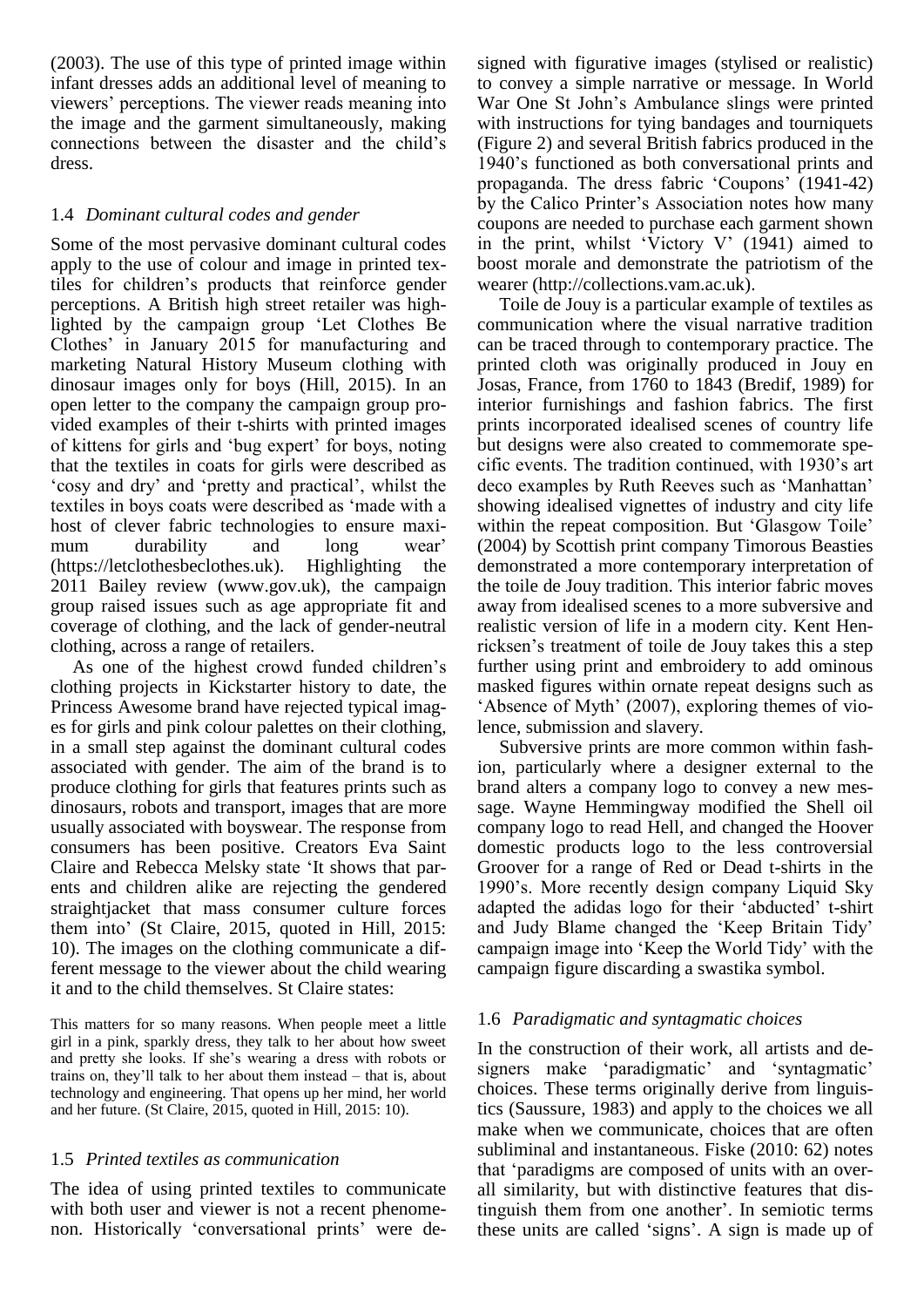(2003). The use of this type of printed image within infant dresses adds an additional level of meaning to viewers' perceptions. The viewer reads meaning into the image and the garment simultaneously, making connections between the disaster and the child's dress.

### 1.4 *Dominant cultural codes and gender*

Some of the most pervasive dominant cultural codes apply to the use of colour and image in printed textiles for children's products that reinforce gender perceptions. A British high street retailer was highlighted by the campaign group 'Let Clothes Be Clothes' in January 2015 for manufacturing and marketing Natural History Museum clothing with dinosaur images only for boys (Hill, 2015). In an open letter to the company the campaign group provided examples of their t-shirts with printed images of kittens for girls and 'bug expert' for boys, noting that the textiles in coats for girls were described as 'cosy and dry' and 'pretty and practical', whilst the textiles in boys coats were described as 'made with a host of clever fabric technologies to ensure maximum durability and long wear' (https://letclothesbeclothes.uk). Highlighting the 2011 Bailey review (www.gov.uk), the campaign group raised issues such as age appropriate fit and coverage of clothing, and the lack of gender-neutral clothing, across a range of retailers.

As one of the highest crowd funded children's clothing projects in Kickstarter history to date, the Princess Awesome brand have rejected typical images for girls and pink colour palettes on their clothing, in a small step against the dominant cultural codes associated with gender. The aim of the brand is to produce clothing for girls that features prints such as dinosaurs, robots and transport, images that are more usually associated with boyswear. The response from consumers has been positive. Creators Eva Saint Claire and Rebecca Melsky state 'It shows that parents and children alike are rejecting the gendered straightjacket that mass consumer culture forces them into' (St Claire, 2015, quoted in Hill, 2015: 10). The images on the clothing communicate a different message to the viewer about the child wearing it and to the child themselves. St Claire states:

> This matters for so many reasons. When people meet a little girl in a pink, sparkly dress, they talk to her about how sweet and pretty she looks. If she's wearing a dress with robots or trains on, they'll talk to her about them instead – that is, about technology and engineering. That opens up her mind, her world and her future. (St Claire, 2015, quoted in Hill, 2015: 10).

### 1.5 *Printed textiles as communication*

The idea of using printed textiles to communicate with both user and viewer is not a recent phenomenon. Historically 'conversational prints' were designed with figurative images (stylised or realistic) to convey a simple narrative or message. In World War One St John's Ambulance slings were printed with instructions for tying bandages and tourniquets (Figure 2) and several British fabrics produced in the 1940's functioned as both conversational prints and propaganda. The dress fabric 'Coupons' (1941-42) by the Calico Printer's Association notes how many coupons are needed to purchase each garment shown in the print, whilst 'Victory V' (1941) aimed to boost morale and demonstrate the patriotism of the wearer (http://collections.vam.ac.uk).

Toile de Jouy is a particular example of textiles as communication where the visual narrative tradition can be traced through to contemporary practice. The printed cloth was originally produced in Jouy en Josas, France, from 1760 to 1843 (Bredif, 1989) for interior furnishings and fashion fabrics. The first prints incorporated idealised scenes of country life but designs were also created to commemorate specific events. The tradition continued, with 1930's art deco examples by Ruth Reeves such as 'Manhattan' showing idealised vignettes of industry and city life within the repeat composition. But 'Glasgow Toile' (2004) by Scottish print company Timorous Beasties demonstrated a more contemporary interpretation of the toile de Jouy tradition. This interior fabric moves away from idealised scenes to a more subversive and realistic version of life in a modern city. Kent Henricksen's treatment of toile de Jouy takes this a step further using print and embroidery to add ominous masked figures within ornate repeat designs such as 'Absence of Myth' (2007), exploring themes of violence, submission and slavery.

Subversive prints are more common within fashion, particularly where a designer external to the brand alters a company logo to convey a new message. Wayne Hemmingway modified the Shell oil company logo to read Hell, and changed the Hoover domestic products logo to the less controversial Groover for a range of Red or Dead t-shirts in the 1990's. More recently design company Liquid Sky adapted the adidas logo for their 'abducted' t-shirt and Judy Blame changed the 'Keep Britain Tidy' campaign image into 'Keep the World Tidy' with the campaign figure discarding a swastika symbol.

### 1.6 *Paradigmatic and syntagmatic choices*

In the construction of their work, all artists and designers make 'paradigmatic' and 'syntagmatic' choices. These terms originally derive from linguistics (Saussure, 1983) and apply to the choices we all make when we communicate, choices that are often subliminal and instantaneous. Fiske (2010: 62) notes that 'paradigms are composed of units with an overall similarity, but with distinctive features that distinguish them from one another'. In semiotic terms these units are called 'signs'. A sign is made up of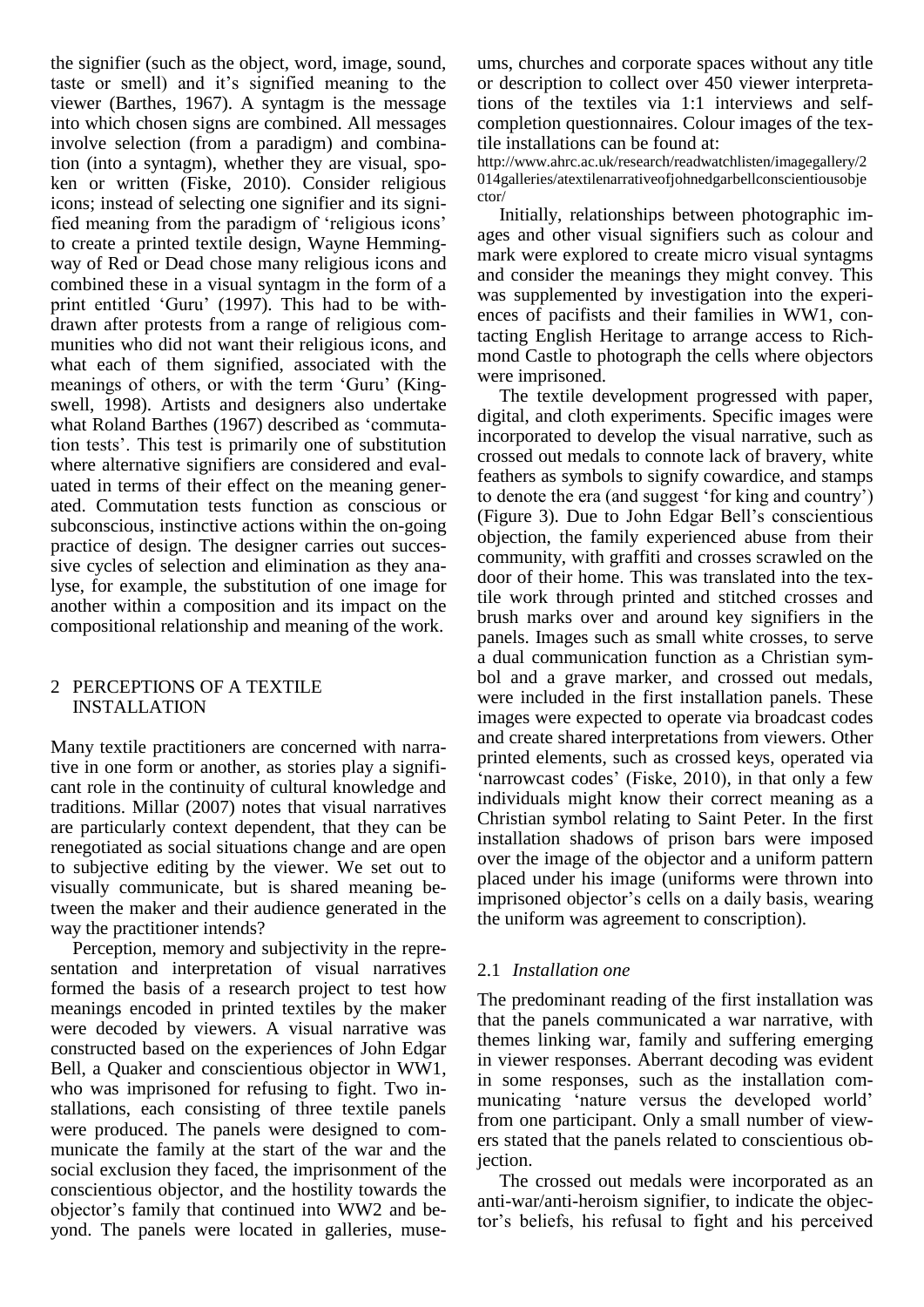the signifier (such as the object, word, image, sound, taste or smell) and it's signified meaning to the viewer (Barthes, 1967). A syntagm is the message into which chosen signs are combined. All messages involve selection (from a paradigm) and combination (into a syntagm), whether they are visual, spoken or written (Fiske, 2010). Consider religious icons; instead of selecting one signifier and its signified meaning from the paradigm of 'religious icons' to create a printed textile design, Wayne Hemmingway of Red or Dead chose many religious icons and combined these in a visual syntagm in the form of a print entitled 'Guru' (1997). This had to be withdrawn after protests from a range of religious communities who did not want their religious icons, and what each of them signified, associated with the meanings of others, or with the term 'Guru' (Kingswell, 1998). Artists and designers also undertake what Roland Barthes (1967) described as 'commutation tests'. This test is primarily one of substitution where alternative signifiers are considered and evaluated in terms of their effect on the meaning generated. Commutation tests function as conscious or subconscious, instinctive actions within the on-going practice of design. The designer carries out successive cycles of selection and elimination as they analyse, for example, the substitution of one image for another within a composition and its impact on the compositional relationship and meaning of the work.

## 2 PERCEPTIONS OF A TEXTILE INSTALLATION

Many textile practitioners are concerned with narrative in one form or another, as stories play a significant role in the continuity of cultural knowledge and traditions. Millar (2007) notes that visual narratives are particularly context dependent, that they can be renegotiated as social situations change and are open to subjective editing by the viewer. We set out to visually communicate, but is shared meaning between the maker and their audience generated in the way the practitioner intends?

Perception, memory and subjectivity in the representation and interpretation of visual narratives formed the basis of a research project to test how meanings encoded in printed textiles by the maker were decoded by viewers. A visual narrative was constructed based on the experiences of John Edgar Bell, a Quaker and conscientious objector in WW1, who was imprisoned for refusing to fight. Two installations, each consisting of three textile panels were produced. The panels were designed to communicate the family at the start of the war and the social exclusion they faced, the imprisonment of the conscientious objector, and the hostility towards the objector's family that continued into WW2 and beyond. The panels were located in galleries, museums, churches and corporate spaces without any title or description to collect over 450 viewer interpretations of the textiles via 1:1 interviews and self-completion questionnaires. Colour images of the textile installations can be found at:
http://www.ahrc.ac.uk/research/readwatchlisten/imagegallery/2014galleries/atextilenarrativeofjohnedgarbellconscientiousobjector/

Initially, relationships between photographic images and other visual signifiers such as colour and mark were explored to create micro visual syntagms and consider the meanings they might convey. This was supplemented by investigation into the experiences of pacifists and their families in WW1, contacting English Heritage to arrange access to Richmond Castle to photograph the cells where objectors were imprisoned.

The textile development progressed with paper, digital, and cloth experiments. Specific images were incorporated to develop the visual narrative, such as crossed out medals to connote lack of bravery, white feathers as symbols to signify cowardice, and stamps to denote the era (and suggest 'for king and country') (Figure 3). Due to John Edgar Bell's conscientious objection, the family experienced abuse from their community, with graffiti and crosses scrawled on the door of their home. This was translated into the textile work through printed and stitched crosses and brush marks over and around key signifiers in the panels. Images such as small white crosses, to serve a dual communication function as a Christian symbol and a grave marker, and crossed out medals, were included in the first installation panels. These images were expected to operate via broadcast codes and create shared interpretations from viewers. Other printed elements, such as crossed keys, operated via 'narrowcast codes' (Fiske, 2010), in that only a few individuals might know their correct meaning as a Christian symbol relating to Saint Peter. In the first installation shadows of prison bars were imposed over the image of the objector and a uniform pattern placed under his image (uniforms were thrown into imprisoned objector's cells on a daily basis, wearing the uniform was agreement to conscription).

### 2.1 *Installation one*

The predominant reading of the first installation was that the panels communicated a war narrative, with themes linking war, family and suffering emerging in viewer responses. Aberrant decoding was evident in some responses, such as the installation communicating 'nature versus the developed world' from one participant. Only a small number of viewers stated that the panels related to conscientious objection.

The crossed out medals were incorporated as an anti-war/anti-heroism signifier, to indicate the objector's beliefs, his refusal to fight and his perceived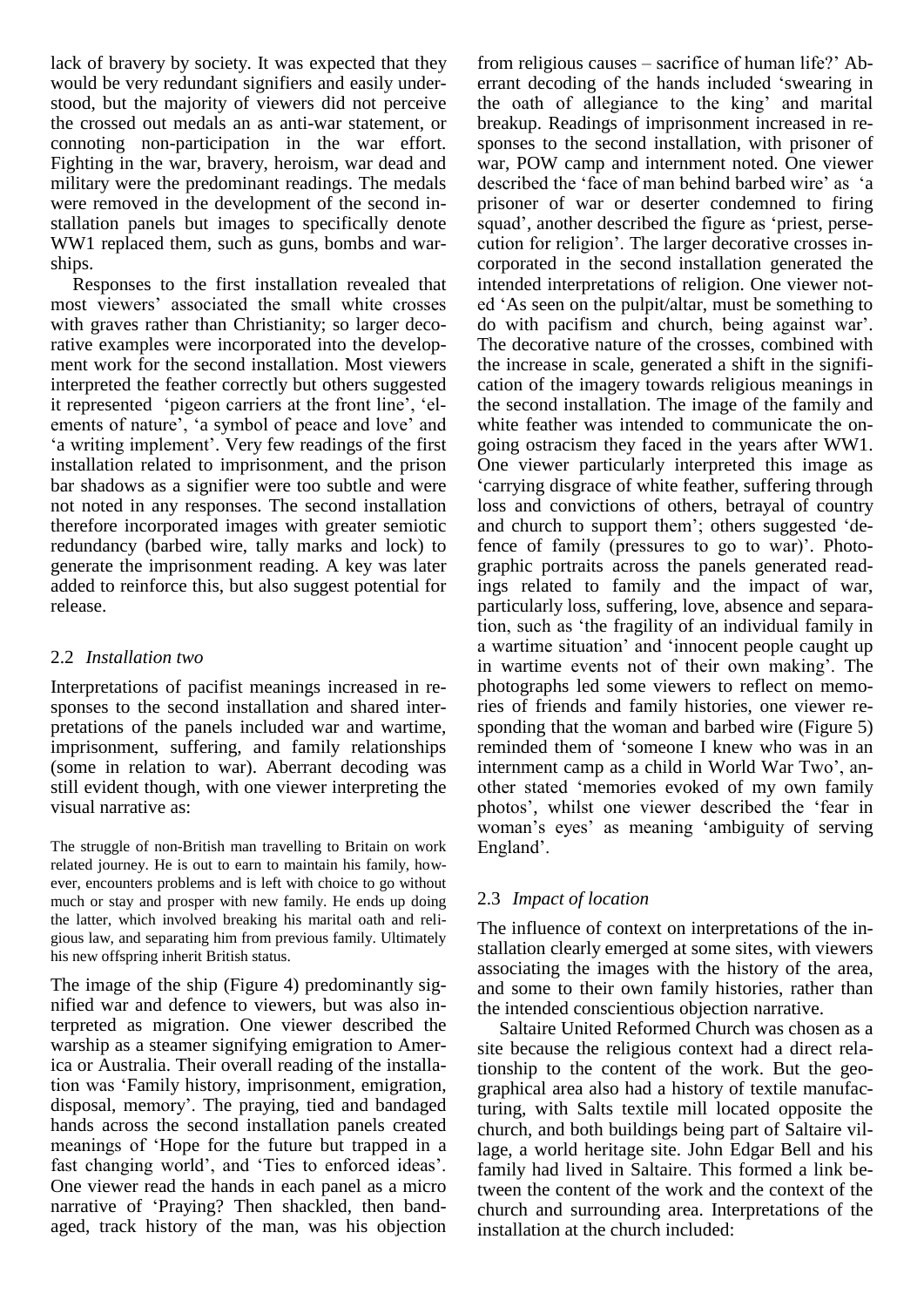lack of bravery by society. It was expected that they would be very redundant signifiers and easily understood, but the majority of viewers did not perceive the crossed out medals an as anti-war statement, or connoting non-participation in the war effort. Fighting in the war, bravery, heroism, war dead and military were the predominant readings. The medals were removed in the development of the second installation panels but images to specifically denote WW1 replaced them, such as guns, bombs and warships.

Responses to the first installation revealed that most viewers' associated the small white crosses with graves rather than Christianity; so larger decorative examples were incorporated into the development work for the second installation. Most viewers interpreted the feather correctly but others suggested it represented 'pigeon carriers at the front line', 'elements of nature', 'a symbol of peace and love' and 'a writing implement'. Very few readings of the first installation related to imprisonment, and the prison bar shadows as a signifier were too subtle and were not noted in any responses. The second installation therefore incorporated images with greater semiotic redundancy (barbed wire, tally marks and lock) to generate the imprisonment reading. A key was later added to reinforce this, but also suggest potential for release.

## 2.2 *Installation two*

Interpretations of pacifist meanings increased in responses to the second installation and shared interpretations of the panels included war and wartime, imprisonment, suffering, and family relationships (some in relation to war). Aberrant decoding was still evident though, with one viewer interpreting the visual narrative as:

> The struggle of non-British man travelling to Britain on work related journey. He is out to earn to maintain his family, however, encounters problems and is left with choice to go without much or stay and prosper with new family. He ends up doing the latter, which involved breaking his marital oath and religious law, and separating him from previous family. Ultimately his new offspring inherit British status.

The image of the ship (Figure 4) predominantly signified war and defence to viewers, but was also interpreted as migration. One viewer described the warship as a steamer signifying emigration to America or Australia. Their overall reading of the installation was 'Family history, imprisonment, emigration, disposal, memory'. The praying, tied and bandaged hands across the second installation panels created meanings of 'Hope for the future but trapped in a fast changing world', and 'Ties to enforced ideas'. One viewer read the hands in each panel as a micro narrative of 'Praying? Then shackled, then bandaged, track history of the man, was his objection from religious causes – sacrifice of human life?' Aberrant decoding of the hands included 'swearing in the oath of allegiance to the king' and marital breakup. Readings of imprisonment increased in responses to the second installation, with prisoner of war, POW camp and internment noted. One viewer described the 'face of man behind barbed wire' as 'a prisoner of war or deserter condemned to firing squad', another described the figure as 'priest, persecution for religion'. The larger decorative crosses incorporated in the second installation generated the intended interpretations of religion. One viewer noted 'As seen on the pulpit/altar, must be something to do with pacifism and church, being against war'. The decorative nature of the crosses, combined with the increase in scale, generated a shift in the signification of the imagery towards religious meanings in the second installation. The image of the family and white feather was intended to communicate the ongoing ostracism they faced in the years after WW1. One viewer particularly interpreted this image as 'carrying disgrace of white feather, suffering through loss and convictions of others, betrayal of country and church to support them'; others suggested 'defence of family (pressures to go to war)'. Photographic portraits across the panels generated readings related to family and the impact of war, particularly loss, suffering, love, absence and separation, such as 'the fragility of an individual family in a wartime situation' and 'innocent people caught up in wartime events not of their own making'. The photographs led some viewers to reflect on memories of friends and family histories, one viewer responding that the woman and barbed wire (Figure 5) reminded them of 'someone I knew who was in an internment camp as a child in World War Two', another stated 'memories evoked of my own family photos', whilst one viewer described the 'fear in woman's eyes' as meaning 'ambiguity of serving England'.

## 2.3 *Impact of location*

The influence of context on interpretations of the installation clearly emerged at some sites, with viewers associating the images with the history of the area, and some to their own family histories, rather than the intended conscientious objection narrative.

Saltaire United Reformed Church was chosen as a site because the religious context had a direct relationship to the content of the work. But the geographical area also had a history of textile manufacturing, with Salts textile mill located opposite the church, and both buildings being part of Saltaire village, a world heritage site. John Edgar Bell and his family had lived in Saltaire. This formed a link between the content of the work and the context of the church and surrounding area. Interpretations of the installation at the church included: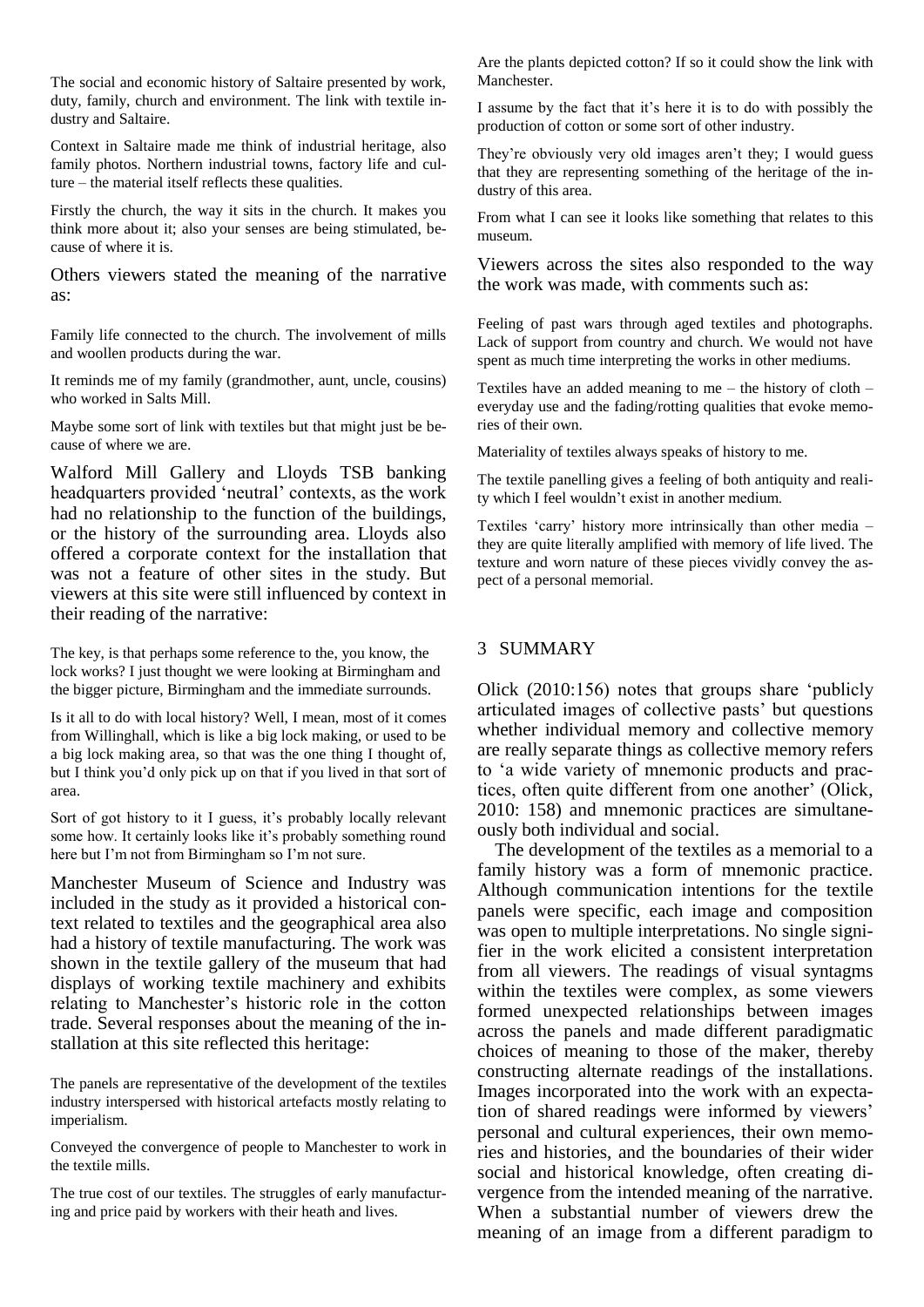The social and economic history of Saltaire presented by work, duty, family, church and environment. The link with textile industry and Saltaire.

Context in Saltaire made me think of industrial heritage, also family photos. Northern industrial towns, factory life and culture – the material itself reflects these qualities.

Firstly the church, the way it sits in the church. It makes you think more about it; also your senses are being stimulated, because of where it is.

Others viewers stated the meaning of the narrative as:

Family life connected to the church. The involvement of mills and woollen products during the war.

It reminds me of my family (grandmother, aunt, uncle, cousins) who worked in Salts Mill.

Maybe some sort of link with textiles but that might just be because of where we are.

Walford Mill Gallery and Lloyds TSB banking headquarters provided 'neutral' contexts, as the work had no relationship to the function of the buildings, or the history of the surrounding area. Lloyds also offered a corporate context for the installation that was not a feature of other sites in the study. But viewers at this site were still influenced by context in their reading of the narrative:

The key, is that perhaps some reference to the, you know, the lock works? I just thought we were looking at Birmingham and the bigger picture, Birmingham and the immediate surrounds.

Is it all to do with local history? Well, I mean, most of it comes from Willinghall, which is like a big lock making, or used to be a big lock making area, so that was the one thing I thought of, but I think you'd only pick up on that if you lived in that sort of area.

Sort of got history to it I guess, it's probably locally relevant some how. It certainly looks like it's probably something round here but I'm not from Birmingham so I'm not sure.

Manchester Museum of Science and Industry was included in the study as it provided a historical context related to textiles and the geographical area also had a history of textile manufacturing. The work was shown in the textile gallery of the museum that had displays of working textile machinery and exhibits relating to Manchester's historic role in the cotton trade. Several responses about the meaning of the installation at this site reflected this heritage:

The panels are representative of the development of the textiles industry interspersed with historical artefacts mostly relating to imperialism.

Conveyed the convergence of people to Manchester to work in the textile mills.

The true cost of our textiles. The struggles of early manufacturing and price paid by workers with their heath and lives.

Are the plants depicted cotton? If so it could show the link with Manchester.

I assume by the fact that it's here it is to do with possibly the production of cotton or some sort of other industry.

They're obviously very old images aren't they; I would guess that they are representing something of the heritage of the industry of this area.

From what I can see it looks like something that relates to this museum.

Viewers across the sites also responded to the way the work was made, with comments such as:

Feeling of past wars through aged textiles and photographs. Lack of support from country and church. We would not have spent as much time interpreting the works in other mediums.

Textiles have an added meaning to me – the history of cloth – everyday use and the fading/rotting qualities that evoke memories of their own.

Materiality of textiles always speaks of history to me.

The textile panelling gives a feeling of both antiquity and reality which I feel wouldn't exist in another medium.

Textiles 'carry' history more intrinsically than other media – they are quite literally amplified with memory of life lived. The texture and worn nature of these pieces vividly convey the aspect of a personal memorial.

## 3 SUMMARY

Olick (2010:156) notes that groups share 'publicly articulated images of collective pasts' but questions whether individual memory and collective memory are really separate things as collective memory refers to 'a wide variety of mnemonic products and practices, often quite different from one another' (Olick, 2010: 158) and mnemonic practices are simultaneously both individual and social.

The development of the textiles as a memorial to a family history was a form of mnemonic practice. Although communication intentions for the textile panels were specific, each image and composition was open to multiple interpretations. No single signifier in the work elicited a consistent interpretation from all viewers. The readings of visual syntagms within the textiles were complex, as some viewers formed unexpected relationships between images across the panels and made different paradigmatic choices of meaning to those of the maker, thereby constructing alternate readings of the installations. Images incorporated into the work with an expectation of shared readings were informed by viewers' personal and cultural experiences, their own memories and histories, and the boundaries of their wider social and historical knowledge, often creating divergence from the intended meaning of the narrative. When a substantial number of viewers drew the meaning of an image from a different paradigm to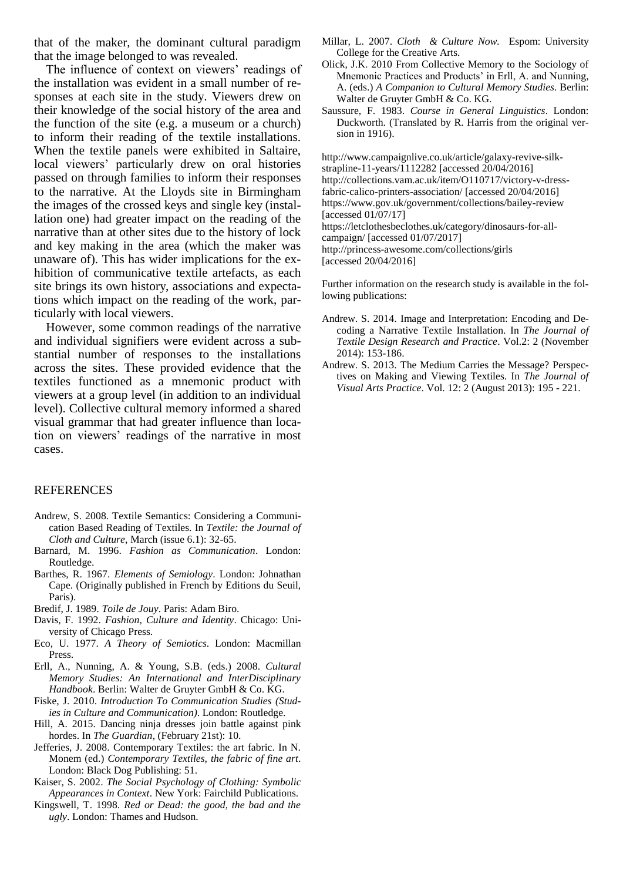that of the maker, the dominant cultural paradigm that the image belonged to was revealed.

The influence of context on viewers' readings of the installation was evident in a small number of responses at each site in the study. Viewers drew on their knowledge of the social history of the area and the function of the site (e.g. a museum or a church) to inform their reading of the textile installations. When the textile panels were exhibited in Saltaire, local viewers' particularly drew on oral histories passed on through families to inform their responses to the narrative. At the Lloyds site in Birmingham the images of the crossed keys and single key (installation one) had greater impact on the reading of the narrative than at other sites due to the history of lock and key making in the area (which the maker was unaware of). This has wider implications for the exhibition of communicative textile artefacts, as each site brings its own history, associations and expectations which impact on the reading of the work, particularly with local viewers.

However, some common readings of the narrative and individual signifiers were evident across a substantial number of responses to the installations across the sites. These provided evidence that the textiles functioned as a mnemonic product with viewers at a group level (in addition to an individual level). Collective cultural memory informed a shared visual grammar that had greater influence than location on viewers' readings of the narrative in most cases.

## REFERENCES

- Andrew, S. 2008. Textile Semantics: Considering a Communication Based Reading of Textiles. In *Textile: the Journal of Cloth and Culture*, March (issue 6.1): 32-65.
- Barnard, M. 1996. *Fashion as Communication*. London: Routledge.
- Barthes, R. 1967. *Elements of Semiology*. London: Johnathan Cape. (Originally published in French by Editions du Seuil, Paris).
- Bredif, J. 1989. *Toile de Jouy*. Paris: Adam Biro.
- Davis, F. 1992. *Fashion, Culture and Identity*. Chicago: University of Chicago Press.
- Eco, U. 1977. *A Theory of Semiotics*. London: Macmillan Press.
- Erll, A., Nunning, A. & Young, S.B. (eds.) 2008. *Cultural Memory Studies: An International and InterDisciplinary Handbook*. Berlin: Walter de Gruyter GmbH & Co. KG.
- Fiske, J. 2010. *Introduction To Communication Studies (Studies in Culture and Communication)*. London: Routledge.
- Hill, A. 2015. Dancing ninja dresses join battle against pink hordes. In *The Guardian*, (February 21st): 10.
- Jefferies, J. 2008. Contemporary Textiles: the art fabric. In N. Monem (ed.) *Contemporary Textiles, the fabric of fine art*. London: Black Dog Publishing: 51.
- Kaiser, S. 2002. *The Social Psychology of Clothing: Symbolic Appearances in Context*. New York: Fairchild Publications.
- Kingswell, T. 1998. *Red or Dead: the good, the bad and the ugly*. London: Thames and Hudson.
- Millar, L. 2007. *Cloth & Culture Now.* Espom: University College for the Creative Arts.
- Olick, J.K. 2010 From Collective Memory to the Sociology of Mnemonic Practices and Products' in Erll, A. and Nunning, A. (eds.) *A Companion to Cultural Memory Studies*. Berlin: Walter de Gruyter GmbH & Co. KG.
- Saussure, F. 1983. *Course in General Linguistics*. London: Duckworth. (Translated by R. Harris from the original version in 1916).

http://www.campaignlive.co.uk/article/galaxy-revive-silk-strapline-11-years/1112282 [accessed 20/04/2016]
http://collections.vam.ac.uk/item/O110717/victory-v-dress-fabric-calico-printers-association/ [accessed 20/04/2016]
https://www.gov.uk/government/collections/bailey-review [accessed 01/07/17]
https://letclothesbeclothes.uk/category/dinosaurs-for-all-campaign/ [accessed 01/07/2017]
http://princess-awesome.com/collections/girls [accessed 20/04/2016]

Further information on the research study is available in the following publications:

- Andrew. S. 2014. Image and Interpretation: Encoding and Decoding a Narrative Textile Installation. In *The Journal of Textile Design Research and Practice*. Vol.2: 2 (November 2014): 153-186.
- Andrew. S. 2013. The Medium Carries the Message? Perspectives on Making and Viewing Textiles. In *The Journal of Visual Arts Practice*. Vol. 12: 2 (August 2013): 195 - 221.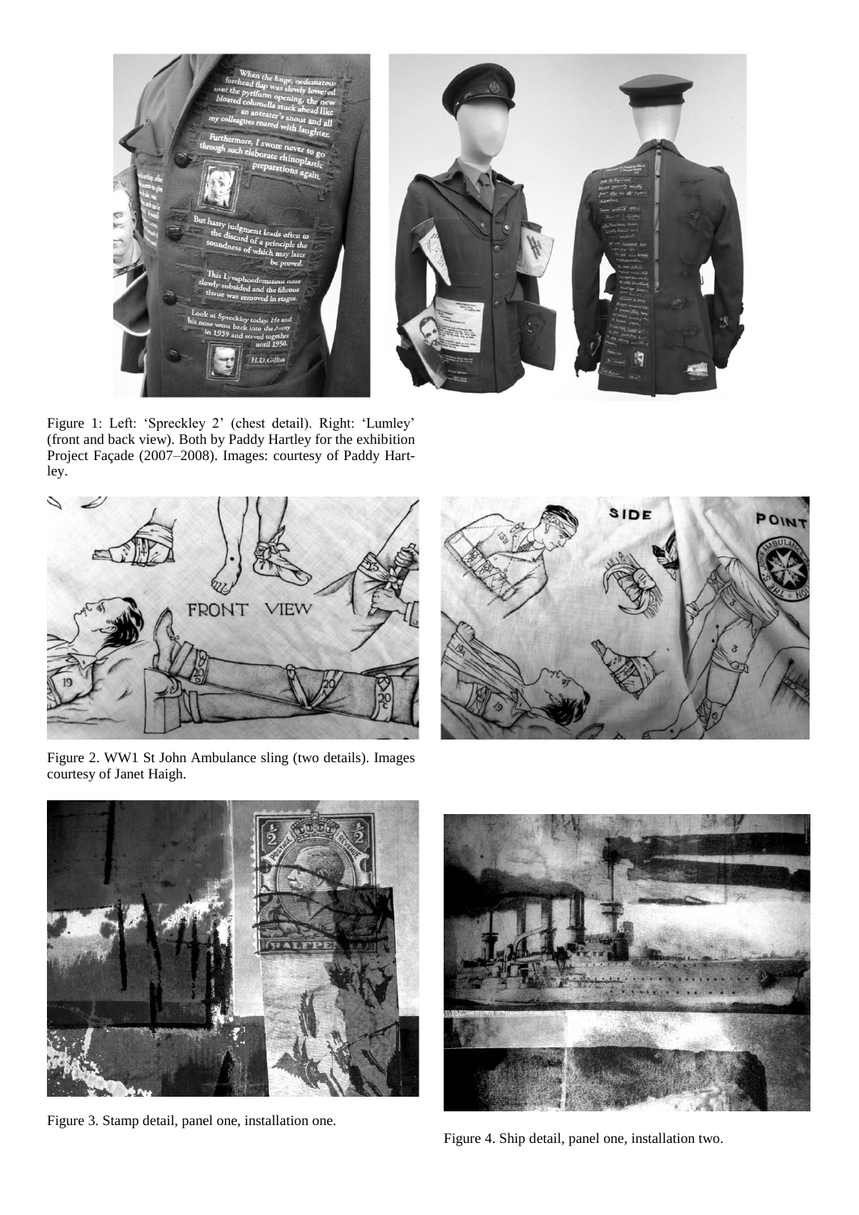Figure 1: Left: 'Spreckley 2' (chest detail). Right: 'Lumley' (front and back view). Both by Paddy Hartley for the exhibition Project Façade (2007–2008). Images: courtesy of Paddy Hartley.

Figure 2. WW1 St John Ambulance sling (two details). Images courtesy of Janet Haigh.

Figure 3. Stamp detail, panel one, installation one.

Figure 4. Ship detail, panel one, installation two.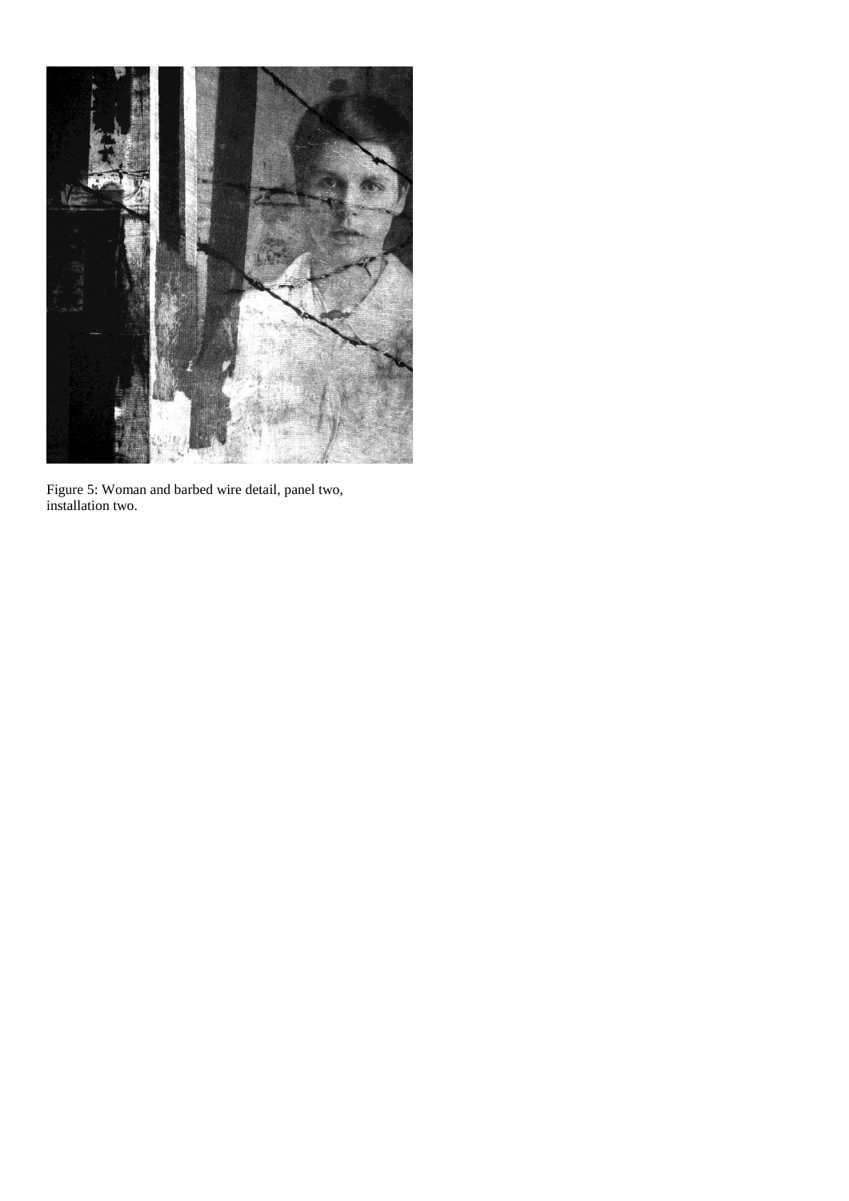Figure 5: Woman and barbed wire detail, panel two, installation two.